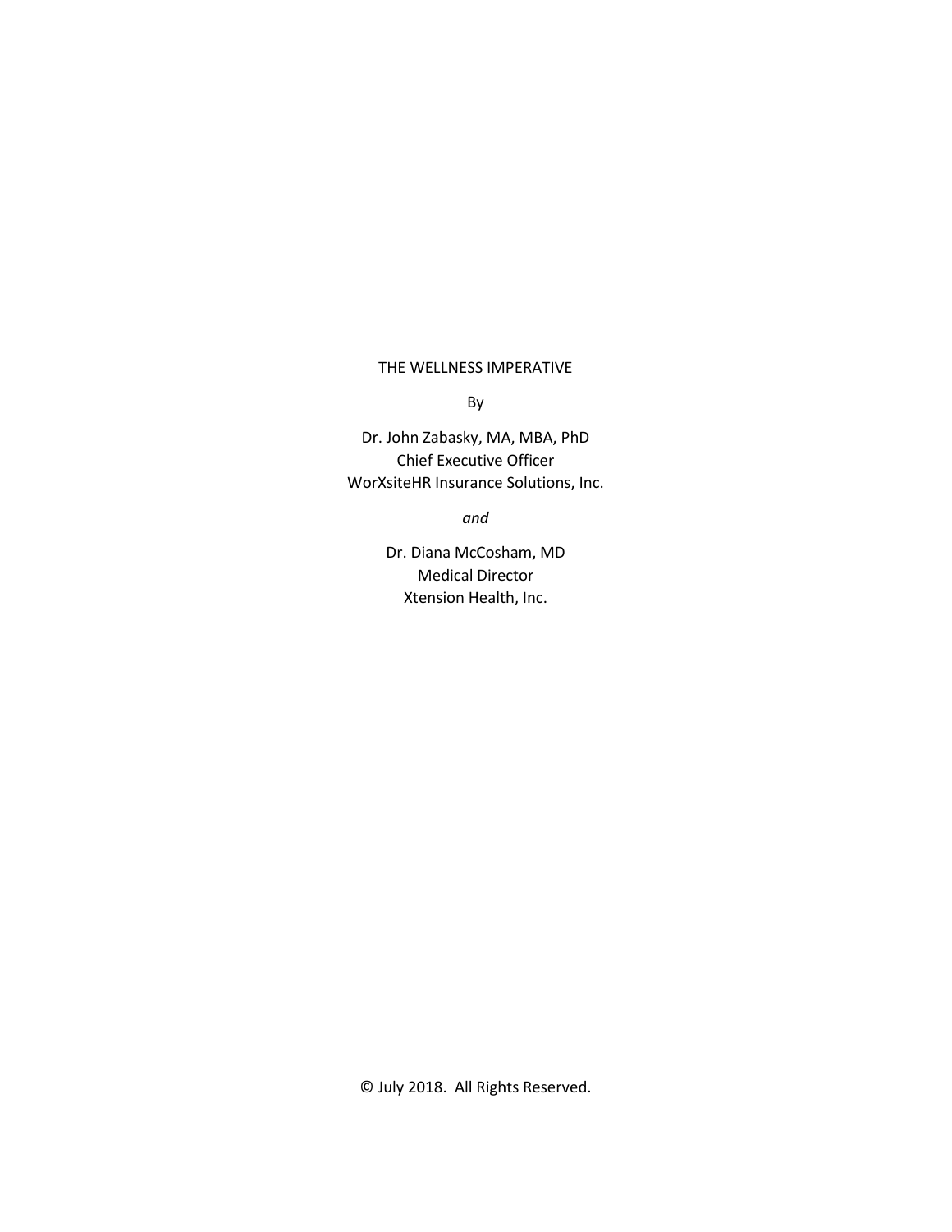# THE WELLNESS IMPERATIVE

By

Dr. John Zabasky, MA, MBA, PhD
Chief Executive Officer
WorXsiteHR Insurance Solutions, Inc.

*and*

Dr. Diana McCosham, MD
Medical Director
Xtension Health, Inc.

© July 2018. All Rights Reserved.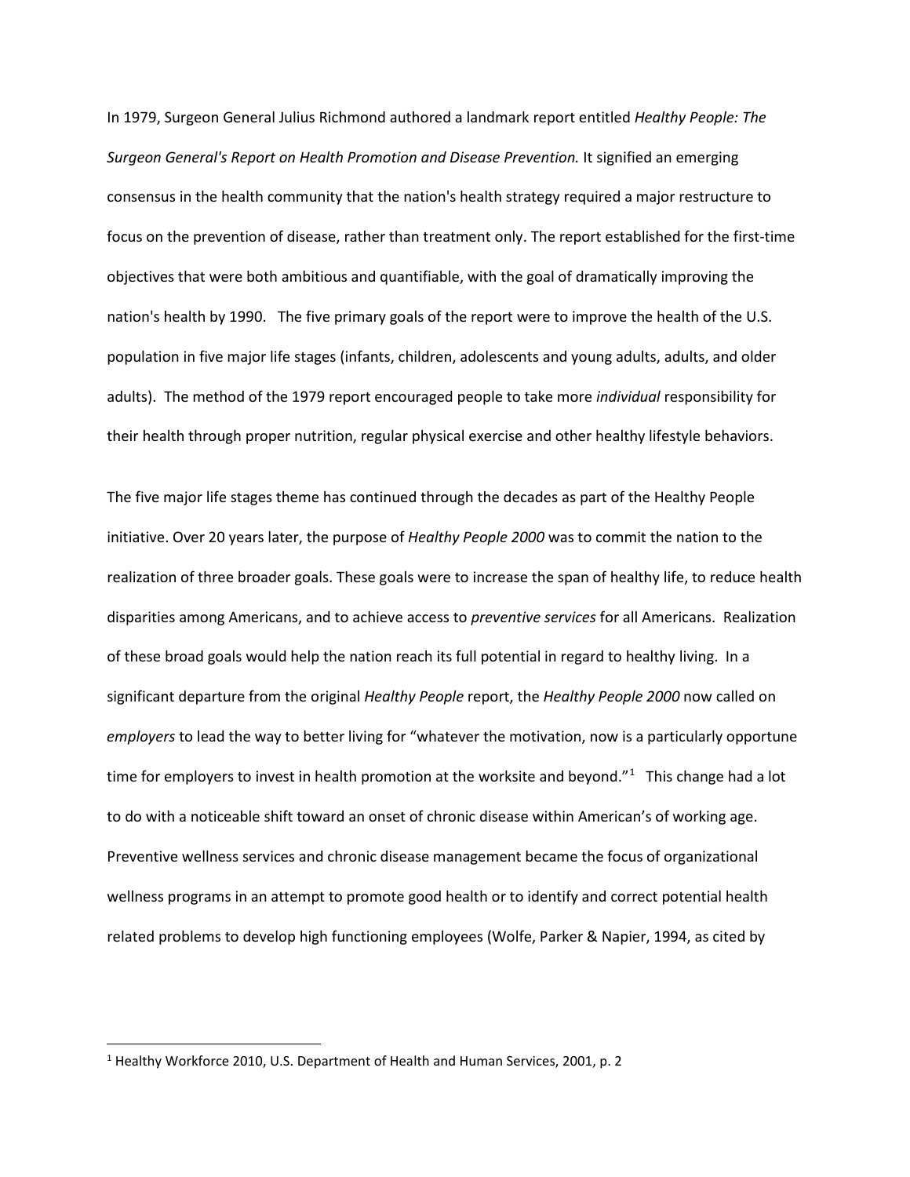In 1979, Surgeon General Julius Richmond authored a landmark report entitled *Healthy People: The Surgeon General's Report on Health Promotion and Disease Prevention.* It signified an emerging consensus in the health community that the nation's health strategy required a major restructure to focus on the prevention of disease, rather than treatment only. The report established for the first-time objectives that were both ambitious and quantifiable, with the goal of dramatically improving the nation's health by 1990. The five primary goals of the report were to improve the health of the U.S. population in five major life stages (infants, children, adolescents and young adults, adults, and older adults). The method of the 1979 report encouraged people to take more *individual* responsibility for their health through proper nutrition, regular physical exercise and other healthy lifestyle behaviors.

The five major life stages theme has continued through the decades as part of the Healthy People initiative. Over 20 years later, the purpose of *Healthy People 2000* was to commit the nation to the realization of three broader goals. These goals were to increase the span of healthy life, to reduce health disparities among Americans, and to achieve access to *preventive services* for all Americans. Realization of these broad goals would help the nation reach its full potential in regard to healthy living. In a significant departure from the original *Healthy People* report, the *Healthy People 2000* now called on *employers* to lead the way to better living for "whatever the motivation, now is a particularly opportune time for employers to invest in health promotion at the worksite and beyond."[1] This change had a lot to do with a noticeable shift toward an onset of chronic disease within American's of working age. Preventive wellness services and chronic disease management became the focus of organizational wellness programs in an attempt to promote good health or to identify and correct potential health related problems to develop high functioning employees (Wolfe, Parker & Napier, 1994, as cited by

[1] Healthy Workforce 2010, U.S. Department of Health and Human Services, 2001, p. 2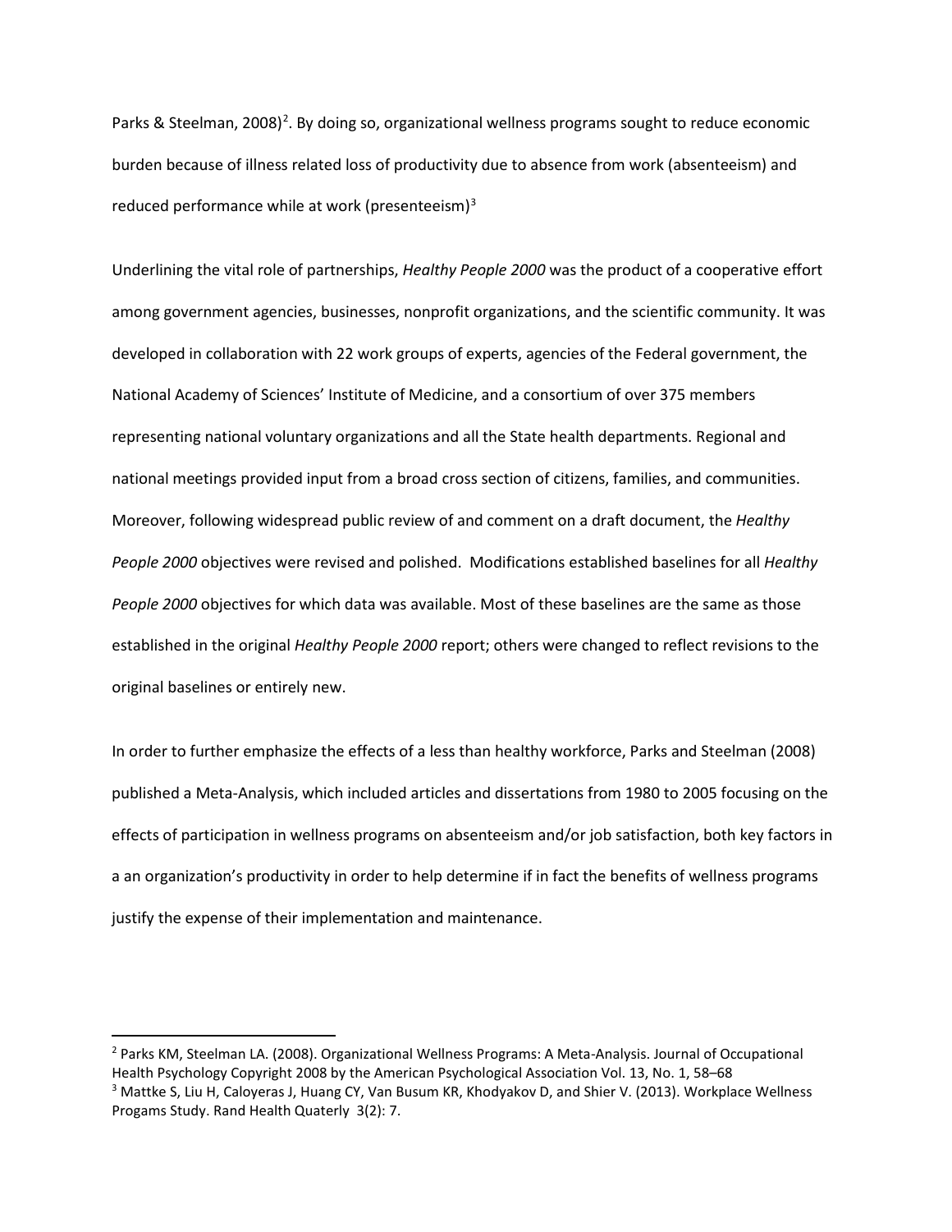Parks & Steelman, 2008)[2]. By doing so, organizational wellness programs sought to reduce economic burden because of illness related loss of productivity due to absence from work (absenteeism) and reduced performance while at work (presenteeism)[3]

Underlining the vital role of partnerships, *Healthy People 2000* was the product of a cooperative effort among government agencies, businesses, nonprofit organizations, and the scientific community. It was developed in collaboration with 22 work groups of experts, agencies of the Federal government, the National Academy of Sciences' Institute of Medicine, and a consortium of over 375 members representing national voluntary organizations and all the State health departments. Regional and national meetings provided input from a broad cross section of citizens, families, and communities. Moreover, following widespread public review of and comment on a draft document, the *Healthy People 2000* objectives were revised and polished. Modifications established baselines for all *Healthy People 2000* objectives for which data was available. Most of these baselines are the same as those established in the original *Healthy People 2000* report; others were changed to reflect revisions to the original baselines or entirely new.

In order to further emphasize the effects of a less than healthy workforce, Parks and Steelman (2008) published a Meta-Analysis, which included articles and dissertations from 1980 to 2005 focusing on the effects of participation in wellness programs on absenteeism and/or job satisfaction, both key factors in a an organization's productivity in order to help determine if in fact the benefits of wellness programs justify the expense of their implementation and maintenance.

---

[2] Parks KM, Steelman LA. (2008). Organizational Wellness Programs: A Meta-Analysis. Journal of Occupational Health Psychology Copyright 2008 by the American Psychological Association Vol. 13, No. 1, 58–68

[3] Mattke S, Liu H, Caloyeras J, Huang CY, Van Busum KR, Khodyakov D, and Shier V. (2013). Workplace Wellness Progams Study. Rand Health Quaterly 3(2): 7.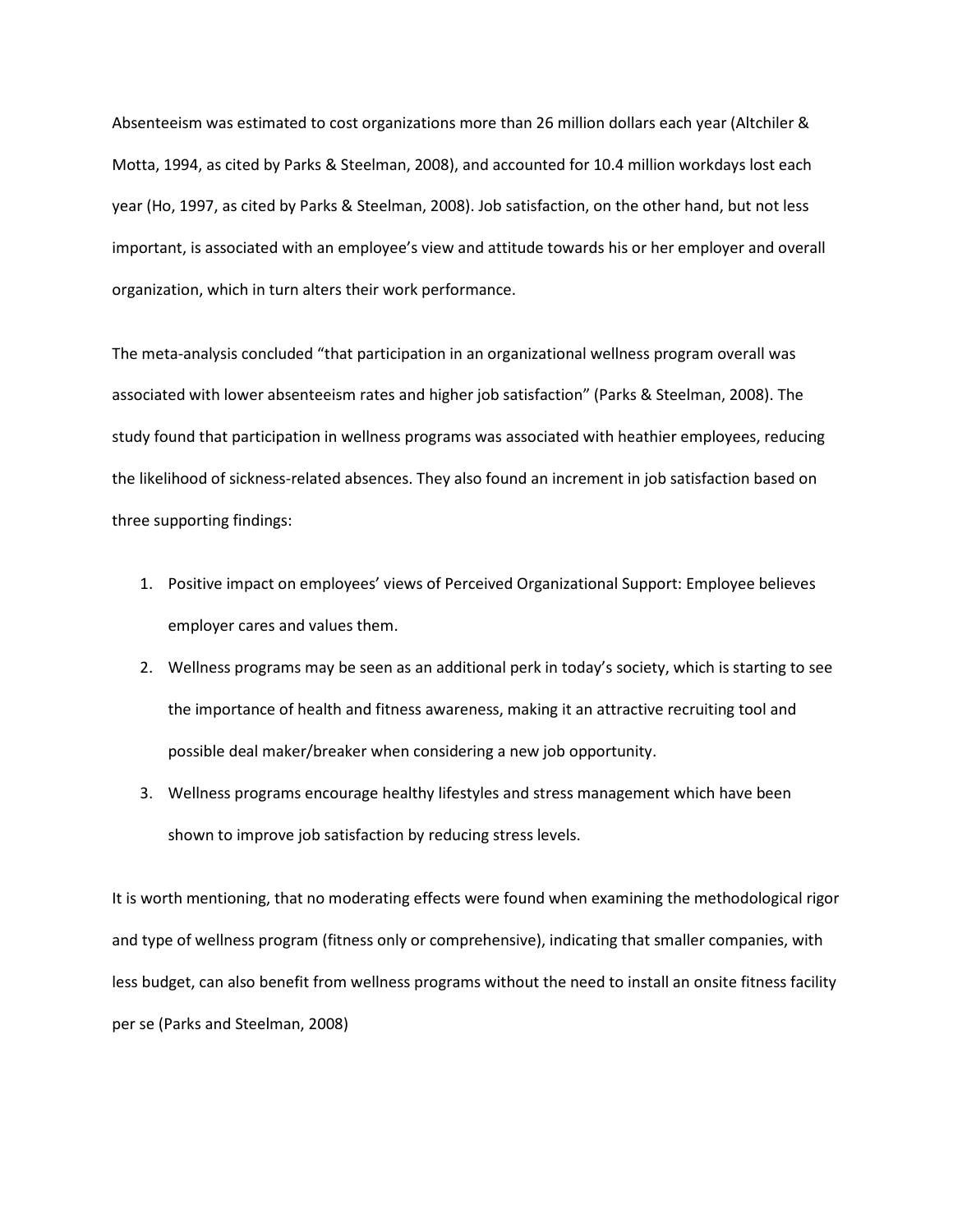Absenteeism was estimated to cost organizations more than 26 million dollars each year (Altchiler & Motta, 1994, as cited by Parks & Steelman, 2008), and accounted for 10.4 million workdays lost each year (Ho, 1997, as cited by Parks & Steelman, 2008). Job satisfaction, on the other hand, but not less important, is associated with an employee's view and attitude towards his or her employer and overall organization, which in turn alters their work performance.

The meta-analysis concluded "that participation in an organizational wellness program overall was associated with lower absenteeism rates and higher job satisfaction" (Parks & Steelman, 2008). The study found that participation in wellness programs was associated with heathier employees, reducing the likelihood of sickness-related absences. They also found an increment in job satisfaction based on three supporting findings:

1. Positive impact on employees' views of Perceived Organizational Support: Employee believes employer cares and values them.
2. Wellness programs may be seen as an additional perk in today's society, which is starting to see the importance of health and fitness awareness, making it an attractive recruiting tool and possible deal maker/breaker when considering a new job opportunity.
3. Wellness programs encourage healthy lifestyles and stress management which have been shown to improve job satisfaction by reducing stress levels.

It is worth mentioning, that no moderating effects were found when examining the methodological rigor and type of wellness program (fitness only or comprehensive), indicating that smaller companies, with less budget, can also benefit from wellness programs without the need to install an onsite fitness facility per se (Parks and Steelman, 2008)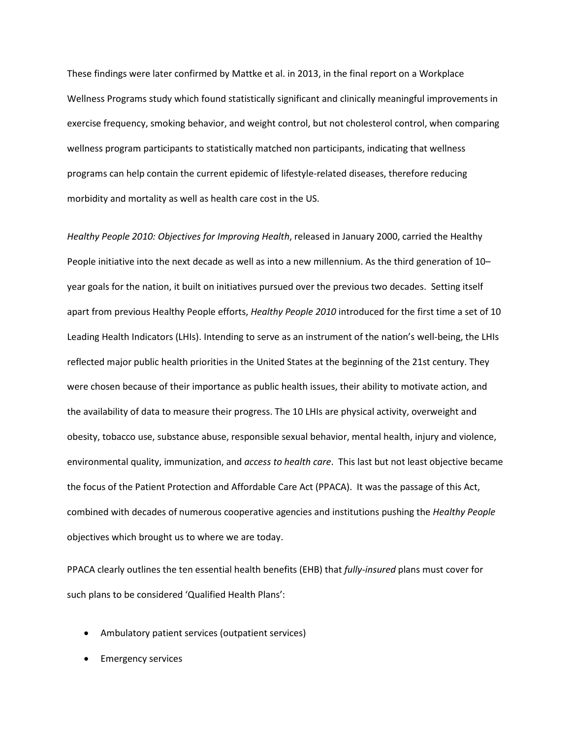These findings were later confirmed by Mattke et al. in 2013, in the final report on a Workplace Wellness Programs study which found statistically significant and clinically meaningful improvements in exercise frequency, smoking behavior, and weight control, but not cholesterol control, when comparing wellness program participants to statistically matched non participants, indicating that wellness programs can help contain the current epidemic of lifestyle-related diseases, therefore reducing morbidity and mortality as well as health care cost in the US.

*Healthy People 2010: Objectives for Improving Health*, released in January 2000, carried the Healthy People initiative into the next decade as well as into a new millennium. As the third generation of 10–year goals for the nation, it built on initiatives pursued over the previous two decades. Setting itself apart from previous Healthy People efforts, *Healthy People 2010* introduced for the first time a set of 10 Leading Health Indicators (LHIs). Intending to serve as an instrument of the nation's well-being, the LHIs reflected major public health priorities in the United States at the beginning of the 21st century. They were chosen because of their importance as public health issues, their ability to motivate action, and the availability of data to measure their progress. The 10 LHIs are physical activity, overweight and obesity, tobacco use, substance abuse, responsible sexual behavior, mental health, injury and violence, environmental quality, immunization, and *access to health care*. This last but not least objective became the focus of the Patient Protection and Affordable Care Act (PPACA). It was the passage of this Act, combined with decades of numerous cooperative agencies and institutions pushing the *Healthy People* objectives which brought us to where we are today.

PPACA clearly outlines the ten essential health benefits (EHB) that *fully-insured* plans must cover for such plans to be considered 'Qualified Health Plans':

- Ambulatory patient services (outpatient services)
- Emergency services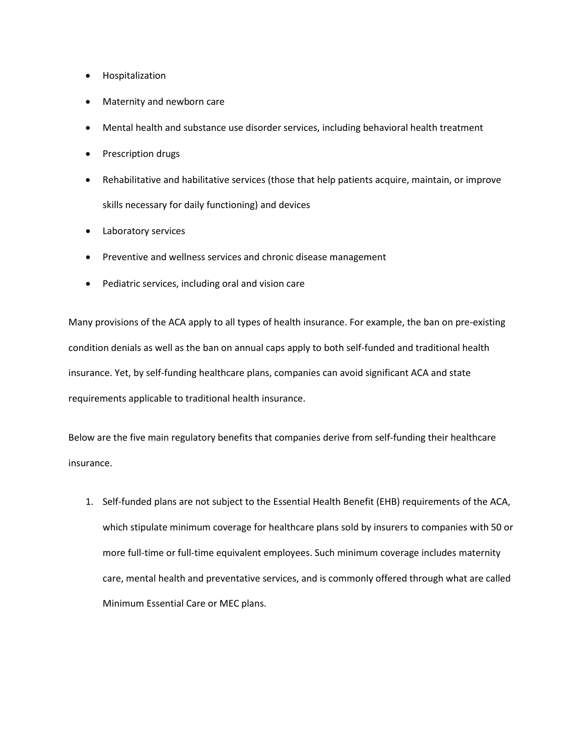- Hospitalization
- Maternity and newborn care
- Mental health and substance use disorder services, including behavioral health treatment
- Prescription drugs
- Rehabilitative and habilitative services (those that help patients acquire, maintain, or improve skills necessary for daily functioning) and devices
- Laboratory services
- Preventive and wellness services and chronic disease management
- Pediatric services, including oral and vision care

Many provisions of the ACA apply to all types of health insurance. For example, the ban on pre-existing condition denials as well as the ban on annual caps apply to both self-funded and traditional health insurance. Yet, by self-funding healthcare plans, companies can avoid significant ACA and state requirements applicable to traditional health insurance.

Below are the five main regulatory benefits that companies derive from self-funding their healthcare insurance.

1. Self-funded plans are not subject to the Essential Health Benefit (EHB) requirements of the ACA, which stipulate minimum coverage for healthcare plans sold by insurers to companies with 50 or more full-time or full-time equivalent employees. Such minimum coverage includes maternity care, mental health and preventative services, and is commonly offered through what are called Minimum Essential Care or MEC plans.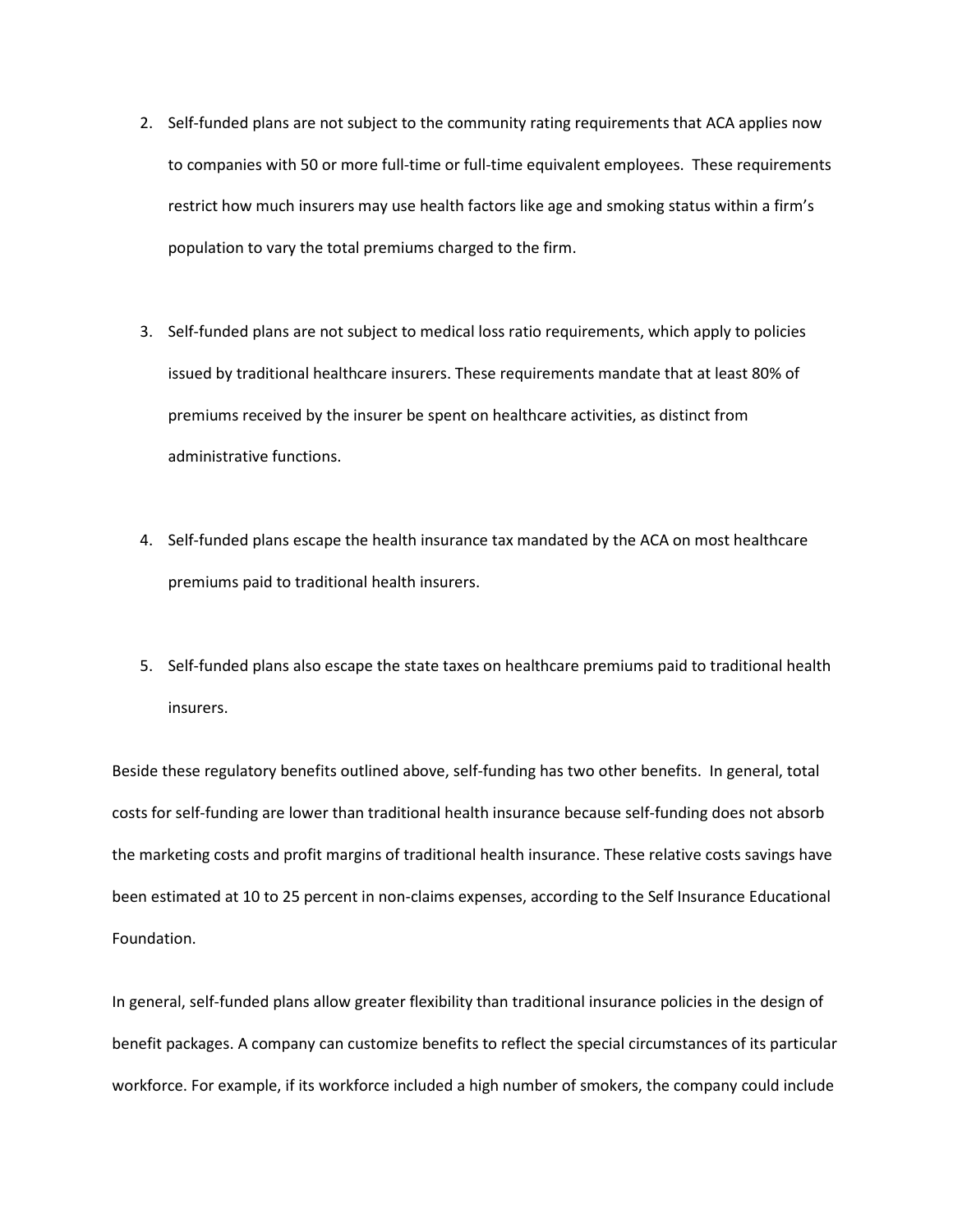2. Self-funded plans are not subject to the community rating requirements that ACA applies now to companies with 50 or more full-time or full-time equivalent employees. These requirements restrict how much insurers may use health factors like age and smoking status within a firm's population to vary the total premiums charged to the firm.

3. Self-funded plans are not subject to medical loss ratio requirements, which apply to policies issued by traditional healthcare insurers. These requirements mandate that at least 80% of premiums received by the insurer be spent on healthcare activities, as distinct from administrative functions.

4. Self-funded plans escape the health insurance tax mandated by the ACA on most healthcare premiums paid to traditional health insurers.

5. Self-funded plans also escape the state taxes on healthcare premiums paid to traditional health insurers.

Beside these regulatory benefits outlined above, self-funding has two other benefits. In general, total costs for self-funding are lower than traditional health insurance because self-funding does not absorb the marketing costs and profit margins of traditional health insurance. These relative costs savings have been estimated at 10 to 25 percent in non-claims expenses, according to the Self Insurance Educational Foundation.

In general, self-funded plans allow greater flexibility than traditional insurance policies in the design of benefit packages. A company can customize benefits to reflect the special circumstances of its particular workforce. For example, if its workforce included a high number of smokers, the company could include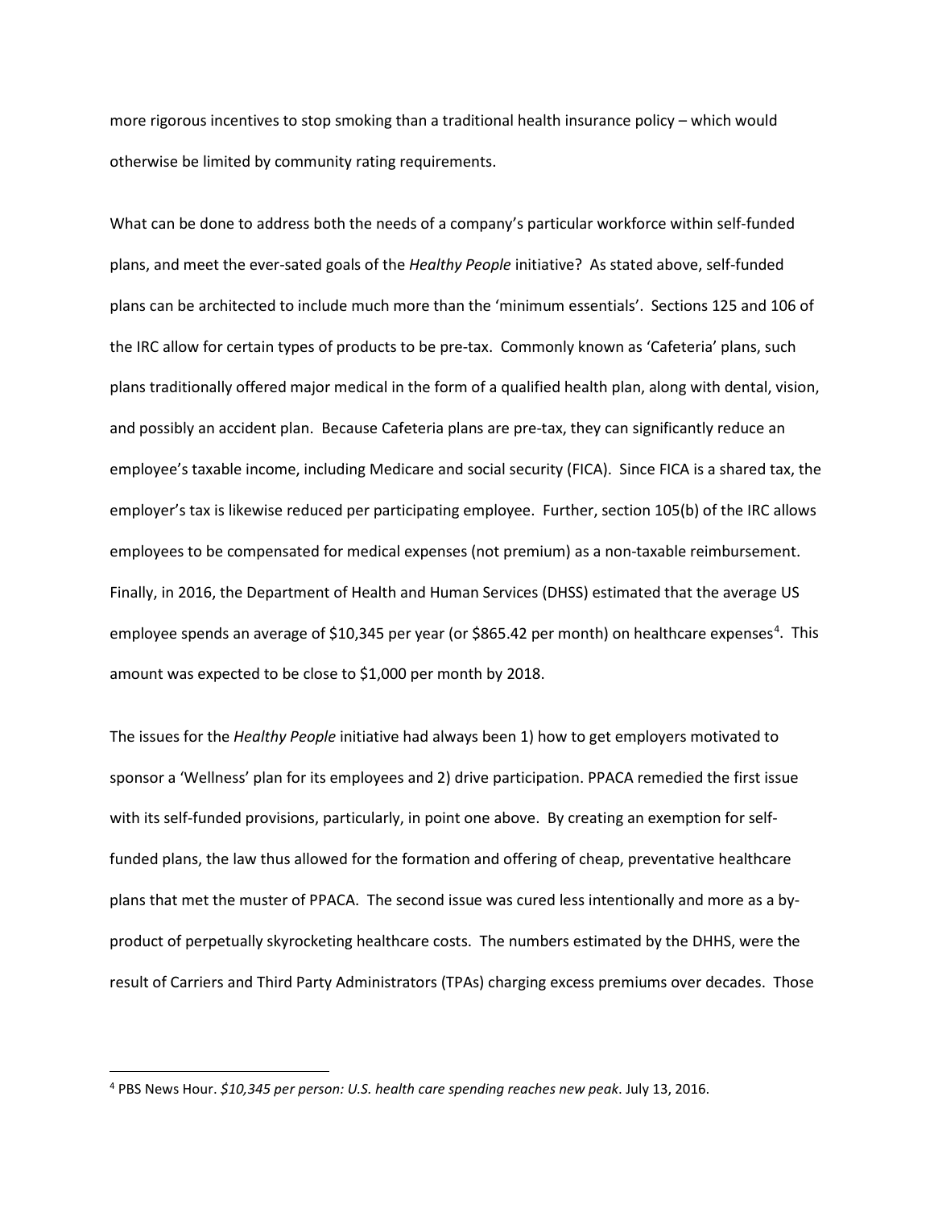more rigorous incentives to stop smoking than a traditional health insurance policy – which would otherwise be limited by community rating requirements.

What can be done to address both the needs of a company's particular workforce within self-funded plans, and meet the ever-sated goals of the *Healthy People* initiative? As stated above, self-funded plans can be architected to include much more than the 'minimum essentials'. Sections 125 and 106 of the IRC allow for certain types of products to be pre-tax. Commonly known as 'Cafeteria' plans, such plans traditionally offered major medical in the form of a qualified health plan, along with dental, vision, and possibly an accident plan. Because Cafeteria plans are pre-tax, they can significantly reduce an employee's taxable income, including Medicare and social security (FICA). Since FICA is a shared tax, the employer's tax is likewise reduced per participating employee. Further, section 105(b) of the IRC allows employees to be compensated for medical expenses (not premium) as a non-taxable reimbursement. Finally, in 2016, the Department of Health and Human Services (DHSS) estimated that the average US employee spends an average of $10,345 per year (or $865.42 per month) on healthcare expenses[4]. This amount was expected to be close to $1,000 per month by 2018.

The issues for the *Healthy People* initiative had always been 1) how to get employers motivated to sponsor a 'Wellness' plan for its employees and 2) drive participation. PPACA remedied the first issue with its self-funded provisions, particularly, in point one above. By creating an exemption for self-funded plans, the law thus allowed for the formation and offering of cheap, preventative healthcare plans that met the muster of PPACA. The second issue was cured less intentionally and more as a by-product of perpetually skyrocketing healthcare costs. The numbers estimated by the DHHS, were the result of Carriers and Third Party Administrators (TPAs) charging excess premiums over decades. Those

---

[4] PBS News Hour. *$10,345 per person: U.S. health care spending reaches new peak*. July 13, 2016.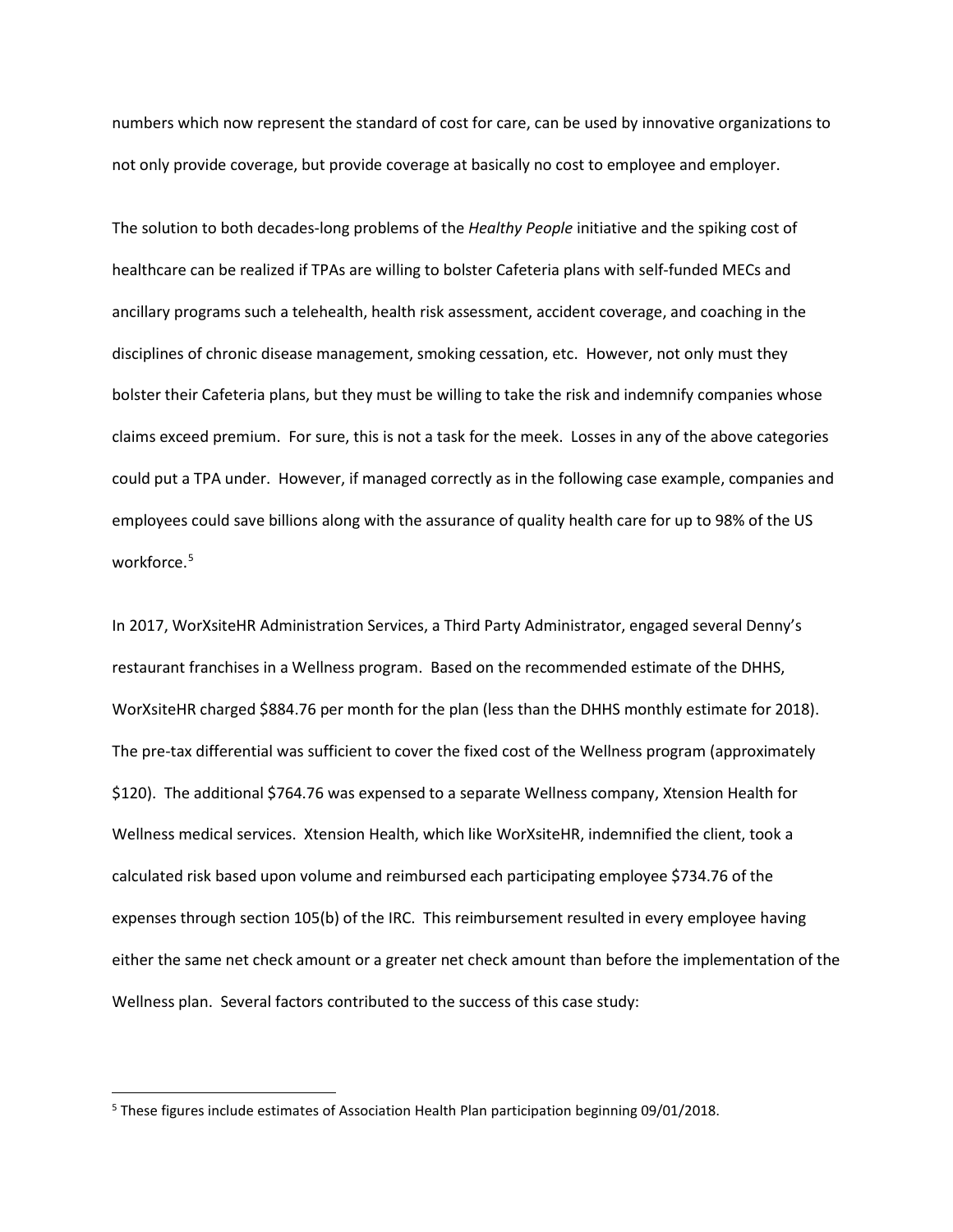numbers which now represent the standard of cost for care, can be used by innovative organizations to not only provide coverage, but provide coverage at basically no cost to employee and employer.

The solution to both decades-long problems of the *Healthy People* initiative and the spiking cost of healthcare can be realized if TPAs are willing to bolster Cafeteria plans with self-funded MECs and ancillary programs such a telehealth, health risk assessment, accident coverage, and coaching in the disciplines of chronic disease management, smoking cessation, etc. However, not only must they bolster their Cafeteria plans, but they must be willing to take the risk and indemnify companies whose claims exceed premium. For sure, this is not a task for the meek. Losses in any of the above categories could put a TPA under. However, if managed correctly as in the following case example, companies and employees could save billions along with the assurance of quality health care for up to 98% of the US workforce.[5]

In 2017, WorXsiteHR Administration Services, a Third Party Administrator, engaged several Denny's restaurant franchises in a Wellness program. Based on the recommended estimate of the DHHS, WorXsiteHR charged $884.76 per month for the plan (less than the DHHS monthly estimate for 2018). The pre-tax differential was sufficient to cover the fixed cost of the Wellness program (approximately $120). The additional $764.76 was expensed to a separate Wellness company, Xtension Health for Wellness medical services. Xtension Health, which like WorXsiteHR, indemnified the client, took a calculated risk based upon volume and reimbursed each participating employee $734.76 of the expenses through section 105(b) of the IRC. This reimbursement resulted in every employee having either the same net check amount or a greater net check amount than before the implementation of the Wellness plan. Several factors contributed to the success of this case study:

[5] These figures include estimates of Association Health Plan participation beginning 09/01/2018.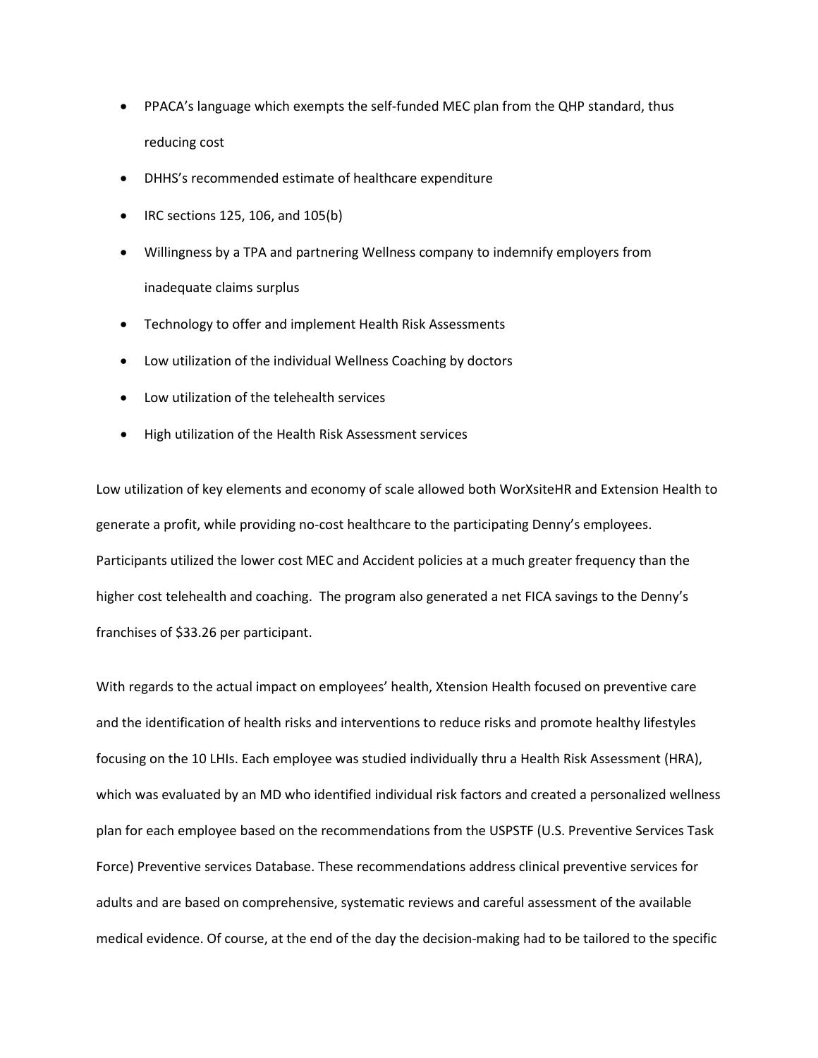- PPACA's language which exempts the self-funded MEC plan from the QHP standard, thus reducing cost
- DHHS's recommended estimate of healthcare expenditure
- IRC sections 125, 106, and 105(b)
- Willingness by a TPA and partnering Wellness company to indemnify employers from inadequate claims surplus
- Technology to offer and implement Health Risk Assessments
- Low utilization of the individual Wellness Coaching by doctors
- Low utilization of the telehealth services
- High utilization of the Health Risk Assessment services

Low utilization of key elements and economy of scale allowed both WorXsiteHR and Extension Health to generate a profit, while providing no-cost healthcare to the participating Denny's employees. Participants utilized the lower cost MEC and Accident policies at a much greater frequency than the higher cost telehealth and coaching. The program also generated a net FICA savings to the Denny's franchises of $33.26 per participant.

With regards to the actual impact on employees' health, Xtension Health focused on preventive care and the identification of health risks and interventions to reduce risks and promote healthy lifestyles focusing on the 10 LHIs. Each employee was studied individually thru a Health Risk Assessment (HRA), which was evaluated by an MD who identified individual risk factors and created a personalized wellness plan for each employee based on the recommendations from the USPSTF (U.S. Preventive Services Task Force) Preventive services Database. These recommendations address clinical preventive services for adults and are based on comprehensive, systematic reviews and careful assessment of the available medical evidence. Of course, at the end of the day the decision-making had to be tailored to the specific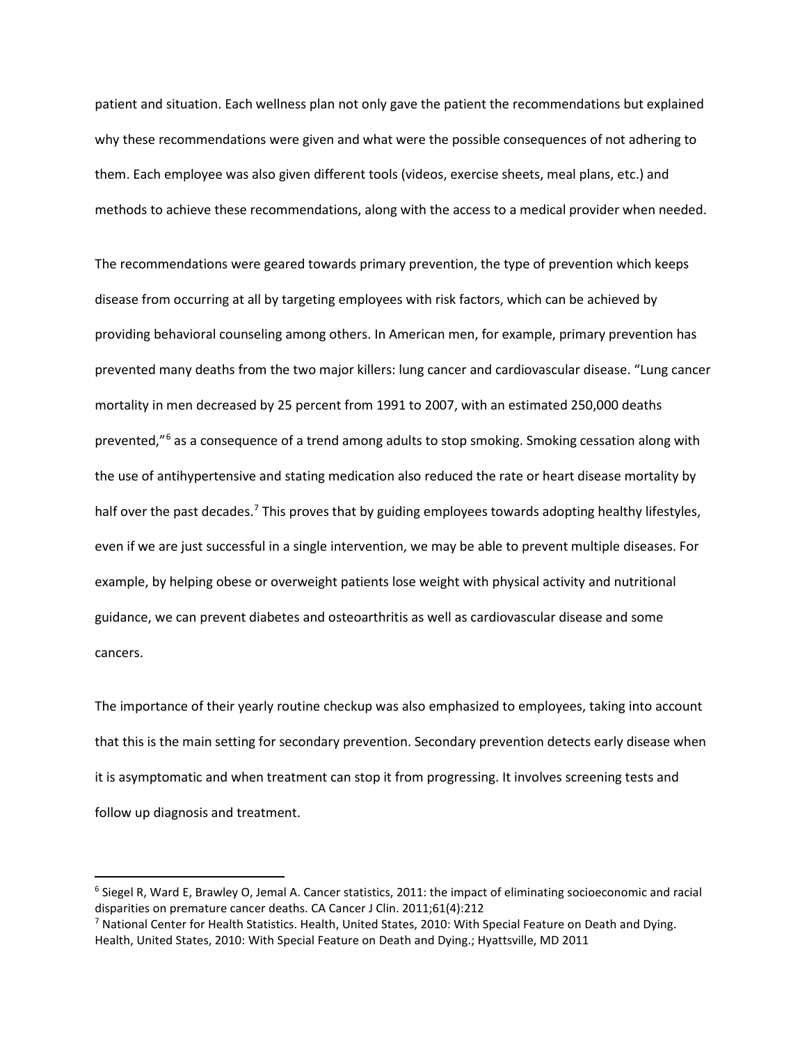patient and situation. Each wellness plan not only gave the patient the recommendations but explained why these recommendations were given and what were the possible consequences of not adhering to them. Each employee was also given different tools (videos, exercise sheets, meal plans, etc.) and methods to achieve these recommendations, along with the access to a medical provider when needed.

The recommendations were geared towards primary prevention, the type of prevention which keeps disease from occurring at all by targeting employees with risk factors, which can be achieved by providing behavioral counseling among others. In American men, for example, primary prevention has prevented many deaths from the two major killers: lung cancer and cardiovascular disease. "Lung cancer mortality in men decreased by 25 percent from 1991 to 2007, with an estimated 250,000 deaths prevented,"[6] as a consequence of a trend among adults to stop smoking. Smoking cessation along with the use of antihypertensive and stating medication also reduced the rate or heart disease mortality by half over the past decades.[7] This proves that by guiding employees towards adopting healthy lifestyles, even if we are just successful in a single intervention, we may be able to prevent multiple diseases. For example, by helping obese or overweight patients lose weight with physical activity and nutritional guidance, we can prevent diabetes and osteoarthritis as well as cardiovascular disease and some cancers.

The importance of their yearly routine checkup was also emphasized to employees, taking into account that this is the main setting for secondary prevention. Secondary prevention detects early disease when it is asymptomatic and when treatment can stop it from progressing. It involves screening tests and follow up diagnosis and treatment.

---

[6] Siegel R, Ward E, Brawley O, Jemal A. Cancer statistics, 2011: the impact of eliminating socioeconomic and racial disparities on premature cancer deaths. CA Cancer J Clin. 2011;61(4):212

[7] National Center for Health Statistics. Health, United States, 2010: With Special Feature on Death and Dying. Health, United States, 2010: With Special Feature on Death and Dying.; Hyattsville, MD 2011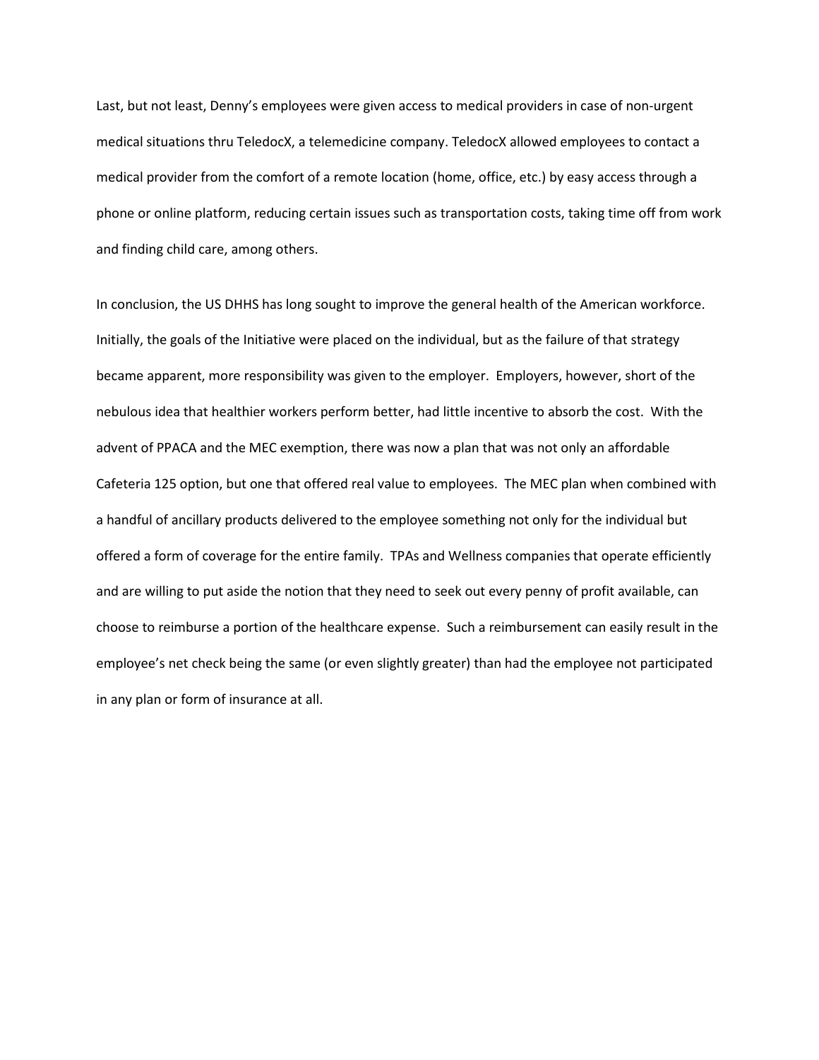Last, but not least, Denny's employees were given access to medical providers in case of non-urgent medical situations thru TeledocX, a telemedicine company. TeledocX allowed employees to contact a medical provider from the comfort of a remote location (home, office, etc.) by easy access through a phone or online platform, reducing certain issues such as transportation costs, taking time off from work and finding child care, among others.

In conclusion, the US DHHS has long sought to improve the general health of the American workforce. Initially, the goals of the Initiative were placed on the individual, but as the failure of that strategy became apparent, more responsibility was given to the employer. Employers, however, short of the nebulous idea that healthier workers perform better, had little incentive to absorb the cost. With the advent of PPACA and the MEC exemption, there was now a plan that was not only an affordable Cafeteria 125 option, but one that offered real value to employees. The MEC plan when combined with a handful of ancillary products delivered to the employee something not only for the individual but offered a form of coverage for the entire family. TPAs and Wellness companies that operate efficiently and are willing to put aside the notion that they need to seek out every penny of profit available, can choose to reimburse a portion of the healthcare expense. Such a reimbursement can easily result in the employee's net check being the same (or even slightly greater) than had the employee not participated in any plan or form of insurance at all.